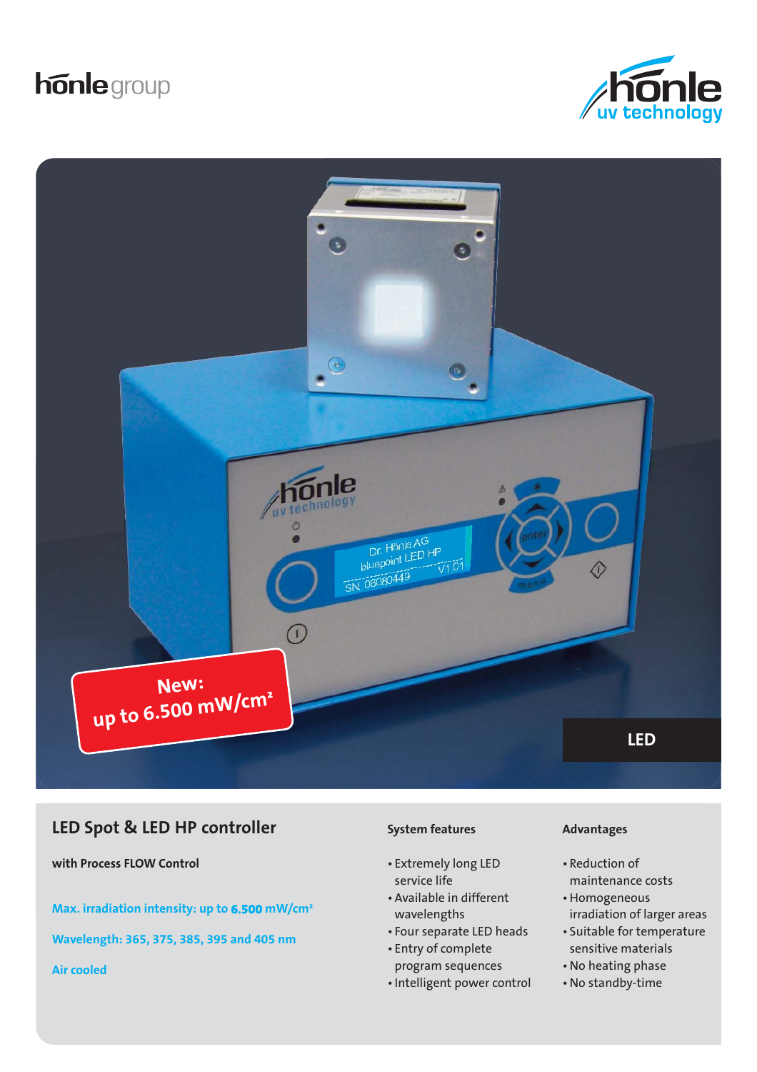hönle group

hönle uv technology

New: up to 6.500 mW/cm²

LED

## LED Spot & LED HP controller

**with Process FLOW Control**

**Max. irradiation intensity: up to 6.500 mW/cm²**

**Wavelength: 365, 375, 385, 395 and 405 nm**

**Air cooled**

### System features

- Extremely long LED service life
- Available in different wavelengths
- Four separate LED heads
- Entry of complete program sequences
- Intelligent power control

### Advantages

- Reduction of maintenance costs
- Homogeneous irradiation of larger areas
- Suitable for temperature sensitive materials
- No heating phase
- No standby-time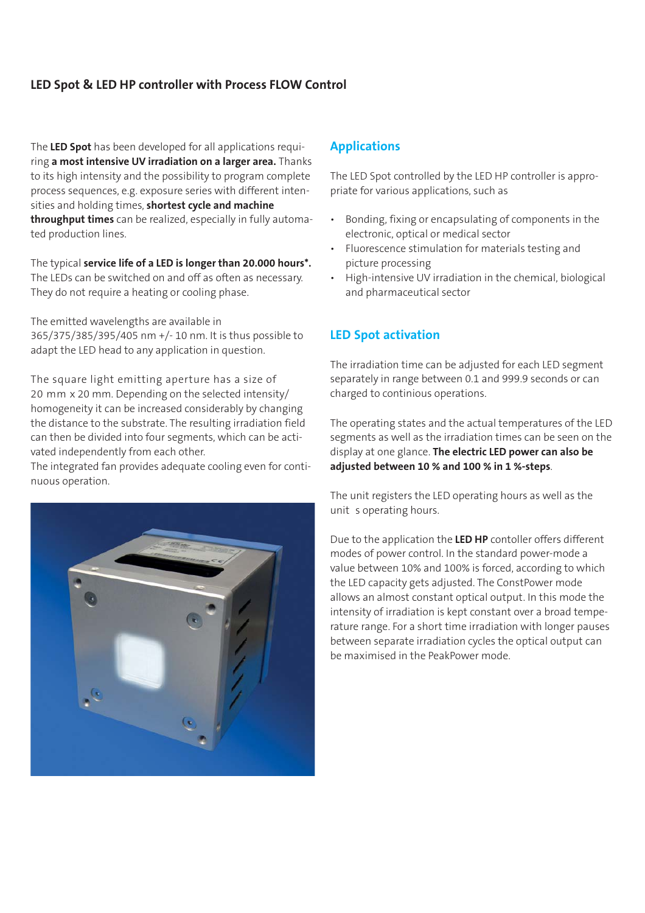## LED Spot & LED HP controller with Process FLOW Control

The **LED Spot** has been developed for all applications requiring **a most intensive UV irradiation on a larger area.** Thanks to its high intensity and the possibility to program complete process sequences, e.g. exposure series with different intensities and holding times, **shortest cycle and machine throughput times** can be realized, especially in fully automated production lines.

The typical **service life of a LED is longer than 20.000 hours*.** The LEDs can be switched on and off as often as necessary. They do not require a heating or cooling phase.

The emitted wavelengths are available in 365/375/385/395/405 nm +/- 10 nm. It is thus possible to adapt the LED head to any application in question.

The square light emitting aperture has a size of 20 mm x 20 mm. Depending on the selected intensity/homogeneity it can be increased considerably by changing the distance to the substrate. The resulting irradiation field can then be divided into four segments, which can be activated independently from each other.
The integrated fan provides adequate cooling even for continuous operation.

## Applications

The LED Spot controlled by the LED HP controller is appropriate for various applications, such as

- Bonding, fixing or encapsulating of components in the electronic, optical or medical sector
- Fluorescence stimulation for materials testing and picture processing
- High-intensive UV irradiation in the chemical, biological and pharmaceutical sector

## LED Spot activation

The irradiation time can be adjusted for each LED segment separately in range between 0.1 and 999.9 seconds or can charged to continious operations.

The operating states and the actual temperatures of the LED segments as well as the irradiation times can be seen on the display at one glance. **The electric LED power can also be adjusted between 10 % and 100 % in 1 %-steps**.

The unit registers the LED operating hours as well as the unit  s operating hours.

Due to the application the **LED HP** contoller offers different modes of power control. In the standard power-mode a value between 10% and 100% is forced, according to which the LED capacity gets adjusted. The ConstPower mode allows an almost constant optical output. In this mode the intensity of irradiation is kept constant over a broad temperature range. For a short time irradiation with longer pauses between separate irradiation cycles the optical output can be maximised in the PeakPower mode.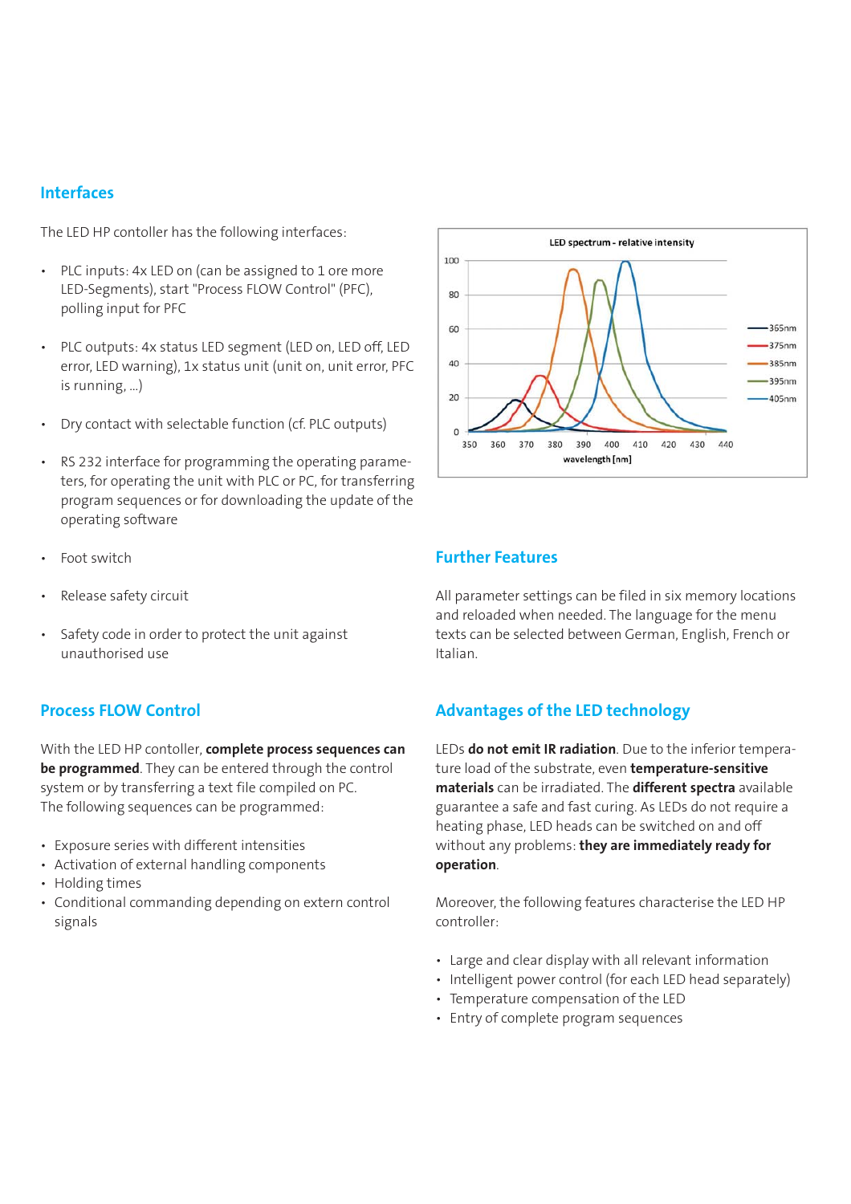## Interfaces

The LED HP contoller has the following interfaces:

- PLC inputs: 4x LED on (can be assigned to 1 ore more LED-Segments), start "Process FLOW Control" (PFC), polling input for PFC
- PLC outputs: 4x status LED segment (LED on, LED off, LED error, LED warning), 1x status unit (unit on, unit error, PFC is running, ...)
- Dry contact with selectable function (cf. PLC outputs)
- RS 232 interface for programming the operating parameters, for operating the unit with PLC or PC, for transferring program sequences or for downloading the update of the operating software
- Foot switch
- Release safety circuit
- Safety code in order to protect the unit against unauthorised use

LED spectrum - relative intensity

## Process FLOW Control

With the LED HP contoller, **complete process sequences can be programmed**. They can be entered through the control system or by transferring a text file compiled on PC. The following sequences can be programmed:

- Exposure series with different intensities
- Activation of external handling components
- Holding times
- Conditional commanding depending on extern control signals

## Further Features

All parameter settings can be filed in six memory locations and reloaded when needed. The language for the menu texts can be selected between German, English, French or Italian.

## Advantages of the LED technology

LEDs **do not emit IR radiation**. Due to the inferior temperature load of the substrate, even **temperature-sensitive materials** can be irradiated. The **different spectra** available guarantee a safe and fast curing. As LEDs do not require a heating phase, LED heads can be switched on and off without any problems: **they are immediately ready for operation**.

Moreover, the following features characterise the LED HP controller:

- Large and clear display with all relevant information
- Intelligent power control (for each LED head separately)
- Temperature compensation of the LED
- Entry of complete program sequences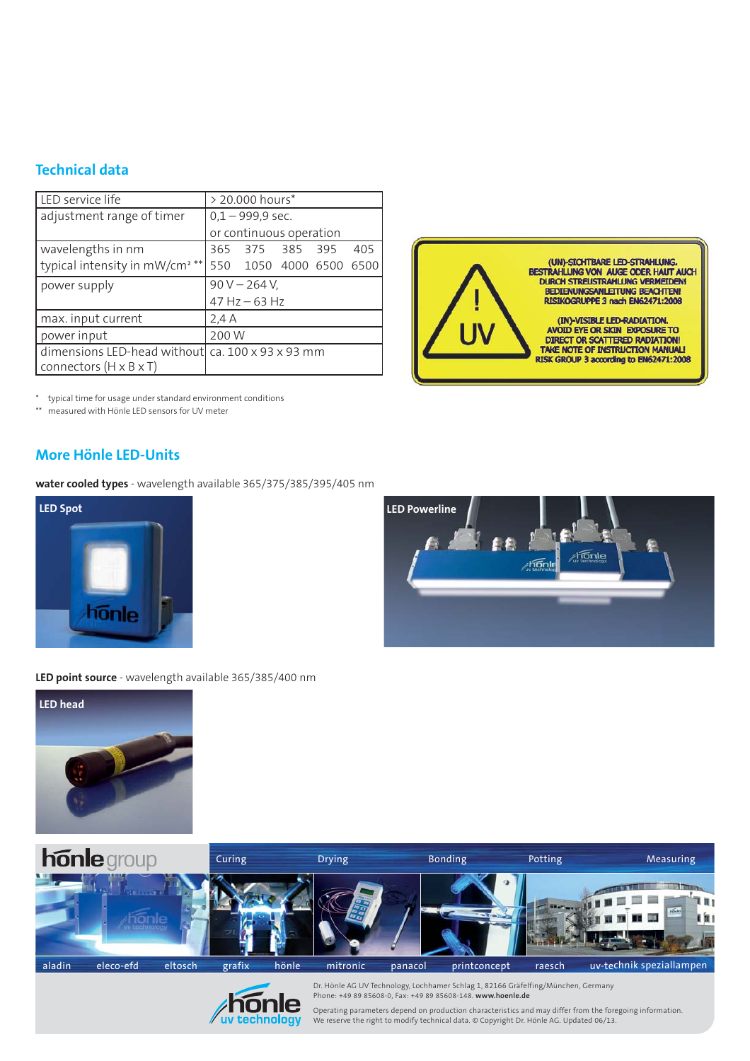## Technical data

| | |
|---|---|
| LED service life | > 20.000 hours* |
| adjustment range of timer | 0,1 – 999,9 sec. or continuous operation |
| wavelengths in nm | 365 375 385 395 405 |
| typical intensity in mW/cm² ** | 550 1050 4000 6500 6500 |
| power supply | 90 V – 264 V, 47 Hz – 63 Hz |
| max. input current | 2,4 A |
| power input | 200 W |
| dimensions LED-head without connectors (H x B x T) | ca. 100 x 93 x 93 mm |

(UN)-SICHTBARE LED-STRAHLUNG.
BESTRAHLUNG VON AUGE ODER HAUT AUCH DURCH STREUSTRAHLUNG VERMEIDEN!
BEDIENUNGSANLEITUNG BEACHTEN!
RISIKOGRUPPE 3 nach EN62471:2008

(IN)-VISIBLE LED-RADIATION.
AVOID EYE OR SKIN EXPOSURE TO DIRECT OR SCATTERED RADIATION!
TAKE NOTE OF INSTRUCTION MANUAL!
RISK GROUP 3 according to EN62471:2008

\* typical time for usage under standard environment conditions

\*\* measured with Hönle LED sensors for UV meter

## More Hönle LED-Units

**water cooled types** - wavelength available 365/375/385/395/405 nm

**LED Spot**

**LED Powerline**

**LED point source** - wavelength available 365/385/400 nm

**LED head**

hönle group

Curing | Drying | Bonding | Potting | Measuring

aladin | eleco-efd | eltosch | grafix | hönle | mitronic | panacol | printconcept | raesch | uv-technik speziallampen

Dr. Hönle AG UV Technology, Lochhamer Schlag 1, 82166 Gräfelfing/München, Germany
Phone: +49 89 85608-0, Fax: +49 89 85608-148. **www.hoenle.de**

Operating parameters depend on production characteristics and may differ from the foregoing information.
We reserve the right to modify technical data. © Copyright Dr. Hönle AG. Updated 06/13.